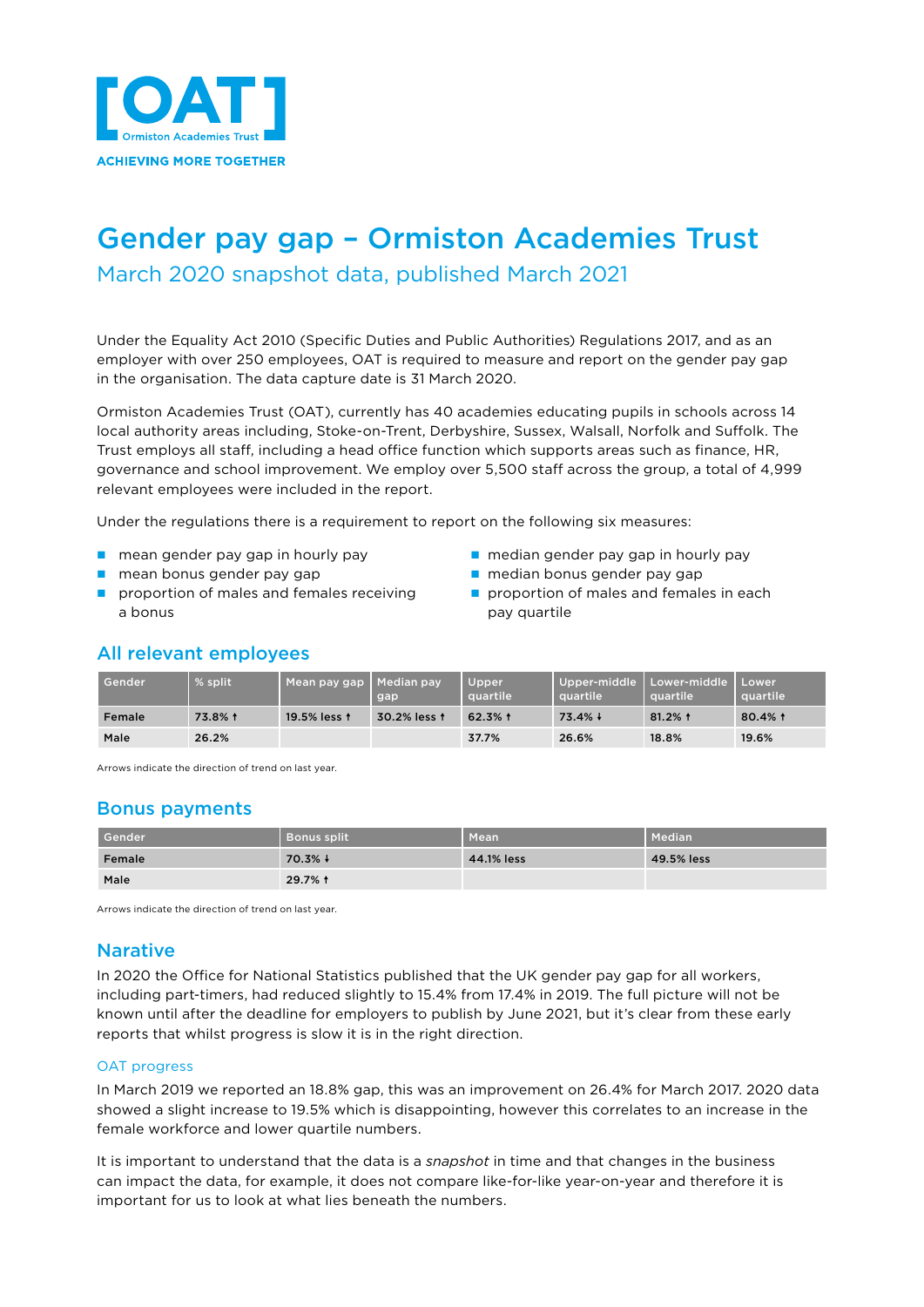[OAT] Ormiston Academies Trust

ACHIEVING MORE TOGETHER

# Gender pay gap – Ormiston Academies Trust

## March 2020 snapshot data, published March 2021

Under the Equality Act 2010 (Specific Duties and Public Authorities) Regulations 2017, and as an employer with over 250 employees, OAT is required to measure and report on the gender pay gap in the organisation. The data capture date is 31 March 2020.

Ormiston Academies Trust (OAT), currently has 40 academies educating pupils in schools across 14 local authority areas including, Stoke-on-Trent, Derbyshire, Sussex, Walsall, Norfolk and Suffolk. The Trust employs all staff, including a head office function which supports areas such as finance, HR, governance and school improvement. We employ over 5,500 staff across the group, a total of 4,999 relevant employees were included in the report.

Under the regulations there is a requirement to report on the following six measures:

- mean gender pay gap in hourly pay
- mean bonus gender pay gap
- proportion of males and females receiving a bonus
- median gender pay gap in hourly pay
- median bonus gender pay gap
- proportion of males and females in each pay quartile

## All relevant employees

| Gender | % split | Mean pay gap | Median pay gap | Upper quartile | Upper-middle quartile | Lower-middle quartile | Lower quartile |
|---|---|---|---|---|---|---|---|
| Female | 73.8% ↑ | 19.5% less ↑ | 30.2% less ↑ | 62.3% ↑ | 73.4% ↓ | 81.2% ↑ | 80.4% ↑ |
| Male | 26.2% | | | 37.7% | 26.6% | 18.8% | 19.6% |

Arrows indicate the direction of trend on last year.

## Bonus payments

| Gender | Bonus split | Mean | Median |
|---|---|---|---|
| Female | 70.3% ↓ | 44.1% less | 49.5% less |
| Male | 29.7% ↑ | | |

Arrows indicate the direction of trend on last year.

## Narative

In 2020 the Office for National Statistics published that the UK gender pay gap for all workers, including part-timers, had reduced slightly to 15.4% from 17.4% in 2019. The full picture will not be known until after the deadline for employers to publish by June 2021, but it's clear from these early reports that whilst progress is slow it is in the right direction.

### OAT progress

In March 2019 we reported an 18.8% gap, this was an improvement on 26.4% for March 2017. 2020 data showed a slight increase to 19.5% which is disappointing, however this correlates to an increase in the female workforce and lower quartile numbers.

It is important to understand that the data is a *snapshot* in time and that changes in the business can impact the data, for example, it does not compare like-for-like year-on-year and therefore it is important for us to look at what lies beneath the numbers.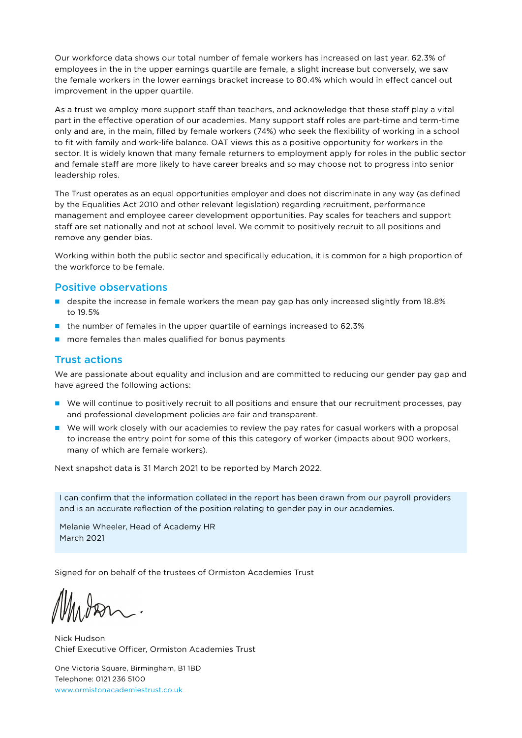Our workforce data shows our total number of female workers has increased on last year. 62.3% of employees in the in the upper earnings quartile are female, a slight increase but conversely, we saw the female workers in the lower earnings bracket increase to 80.4% which would in effect cancel out improvement in the upper quartile.

As a trust we employ more support staff than teachers, and acknowledge that these staff play a vital part in the effective operation of our academies. Many support staff roles are part-time and term-time only and are, in the main, filled by female workers (74%) who seek the flexibility of working in a school to fit with family and work-life balance. OAT views this as a positive opportunity for workers in the sector. It is widely known that many female returners to employment apply for roles in the public sector and female staff are more likely to have career breaks and so may choose not to progress into senior leadership roles.

The Trust operates as an equal opportunities employer and does not discriminate in any way (as defined by the Equalities Act 2010 and other relevant legislation) regarding recruitment, performance management and employee career development opportunities. Pay scales for teachers and support staff are set nationally and not at school level. We commit to positively recruit to all positions and remove any gender bias.

Working within both the public sector and specifically education, it is common for a high proportion of the workforce to be female.

## Positive observations

- despite the increase in female workers the mean pay gap has only increased slightly from 18.8% to 19.5%
- the number of females in the upper quartile of earnings increased to 62.3%
- more females than males qualified for bonus payments

## Trust actions

We are passionate about equality and inclusion and are committed to reducing our gender pay gap and have agreed the following actions:

- We will continue to positively recruit to all positions and ensure that our recruitment processes, pay and professional development policies are fair and transparent.
- We will work closely with our academies to review the pay rates for casual workers with a proposal to increase the entry point for some of this this category of worker (impacts about 900 workers, many of which are female workers).

Next snapshot data is 31 March 2021 to be reported by March 2022.

I can confirm that the information collated in the report has been drawn from our payroll providers and is an accurate reflection of the position relating to gender pay in our academies.

Melanie Wheeler, Head of Academy HR
March 2021

Signed for on behalf of the trustees of Ormiston Academies Trust

Nick Hudson
Chief Executive Officer, Ormiston Academies Trust

One Victoria Square, Birmingham, B1 1BD
Telephone: 0121 236 5100
www.ormistonacademiestrust.co.uk